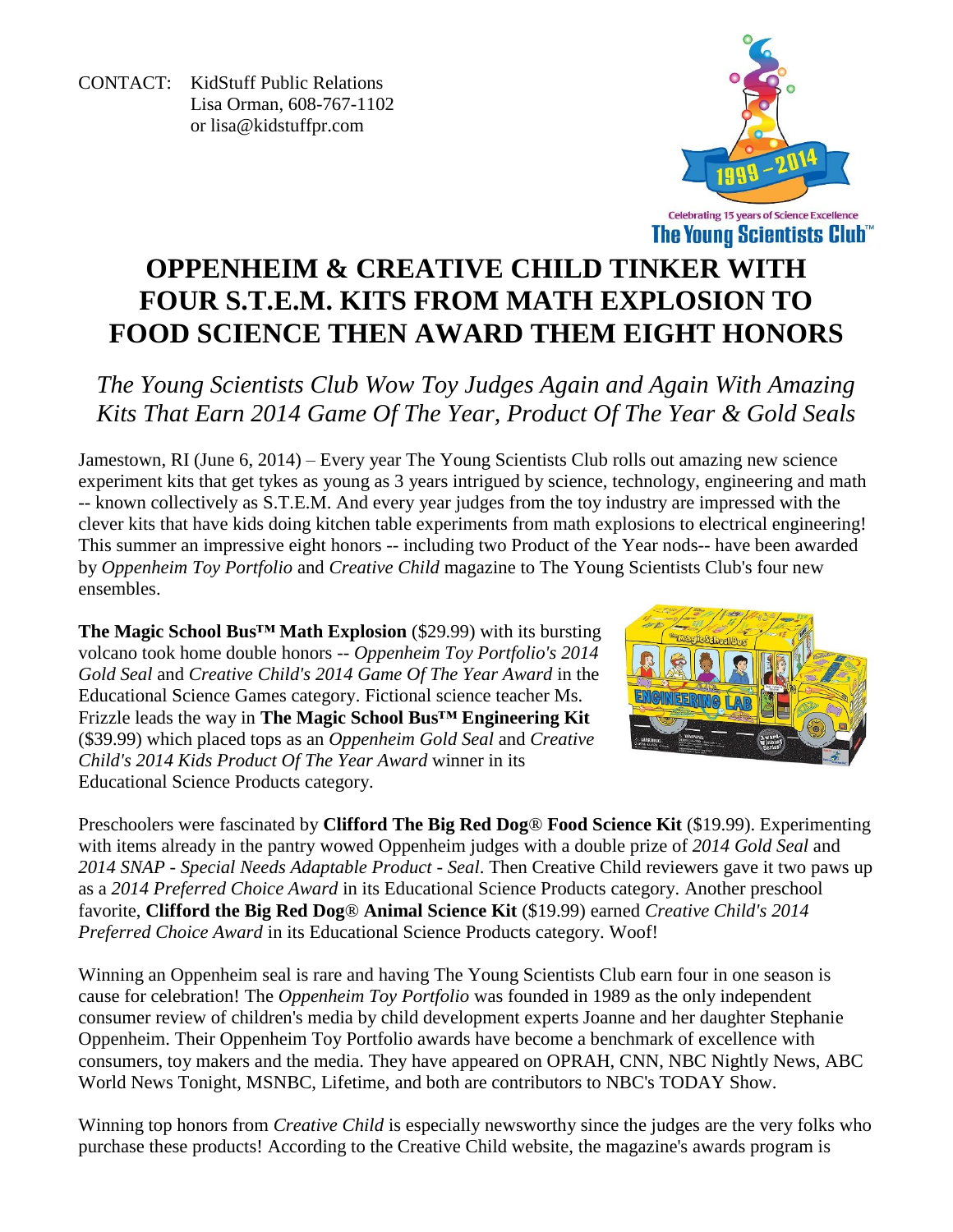CONTACT: KidStuff Public Relations
Lisa Orman, 608-767-1102
or lisa@kidstuffpr.com

Celebrating 15 years of Science Excellence
The Young Scientists Club™

# OPPENHEIM & CREATIVE CHILD TINKER WITH FOUR S.T.E.M. KITS FROM MATH EXPLOSION TO FOOD SCIENCE THEN AWARD THEM EIGHT HONORS

*The Young Scientists Club Wow Toy Judges Again and Again With Amazing Kits That Earn 2014 Game Of The Year, Product Of The Year & Gold Seals*

Jamestown, RI (June 6, 2014) – Every year The Young Scientists Club rolls out amazing new science experiment kits that get tykes as young as 3 years intrigued by science, technology, engineering and math -- known collectively as S.T.E.M. And every year judges from the toy industry are impressed with the clever kits that have kids doing kitchen table experiments from math explosions to electrical engineering! This summer an impressive eight honors -- including two Product of the Year nods-- have been awarded by *Oppenheim Toy Portfolio* and *Creative Child* magazine to The Young Scientists Club's four new ensembles.

**The Magic School Bus™ Math Explosion** ($29.99) with its bursting volcano took home double honors -- *Oppenheim Toy Portfolio's 2014 Gold Seal* and *Creative Child's 2014 Game Of The Year Award* in the Educational Science Games category. Fictional science teacher Ms. Frizzle leads the way in **The Magic School Bus™ Engineering Kit** ($39.99) which placed tops as an *Oppenheim Gold Seal* and *Creative Child's 2014 Kids Product Of The Year Award* winner in its Educational Science Products category.

Preschoolers were fascinated by **Clifford The Big Red Dog® Food Science Kit** ($19.99). Experimenting with items already in the pantry wowed Oppenheim judges with a double prize of *2014 Gold Seal* and *2014 SNAP - Special Needs Adaptable Product - Seal*. Then Creative Child reviewers gave it two paws up as a *2014 Preferred Choice Award* in its Educational Science Products category. Another preschool favorite, **Clifford the Big Red Dog® Animal Science Kit** ($19.99) earned *Creative Child's 2014 Preferred Choice Award* in its Educational Science Products category. Woof!

Winning an Oppenheim seal is rare and having The Young Scientists Club earn four in one season is cause for celebration! The *Oppenheim Toy Portfolio* was founded in 1989 as the only independent consumer review of children's media by child development experts Joanne and her daughter Stephanie Oppenheim. Their Oppenheim Toy Portfolio awards have become a benchmark of excellence with consumers, toy makers and the media. They have appeared on OPRAH, CNN, NBC Nightly News, ABC World News Tonight, MSNBC, Lifetime, and both are contributors to NBC's TODAY Show.

Winning top honors from *Creative Child* is especially newsworthy since the judges are the very folks who purchase these products! According to the Creative Child website, the magazine's awards program is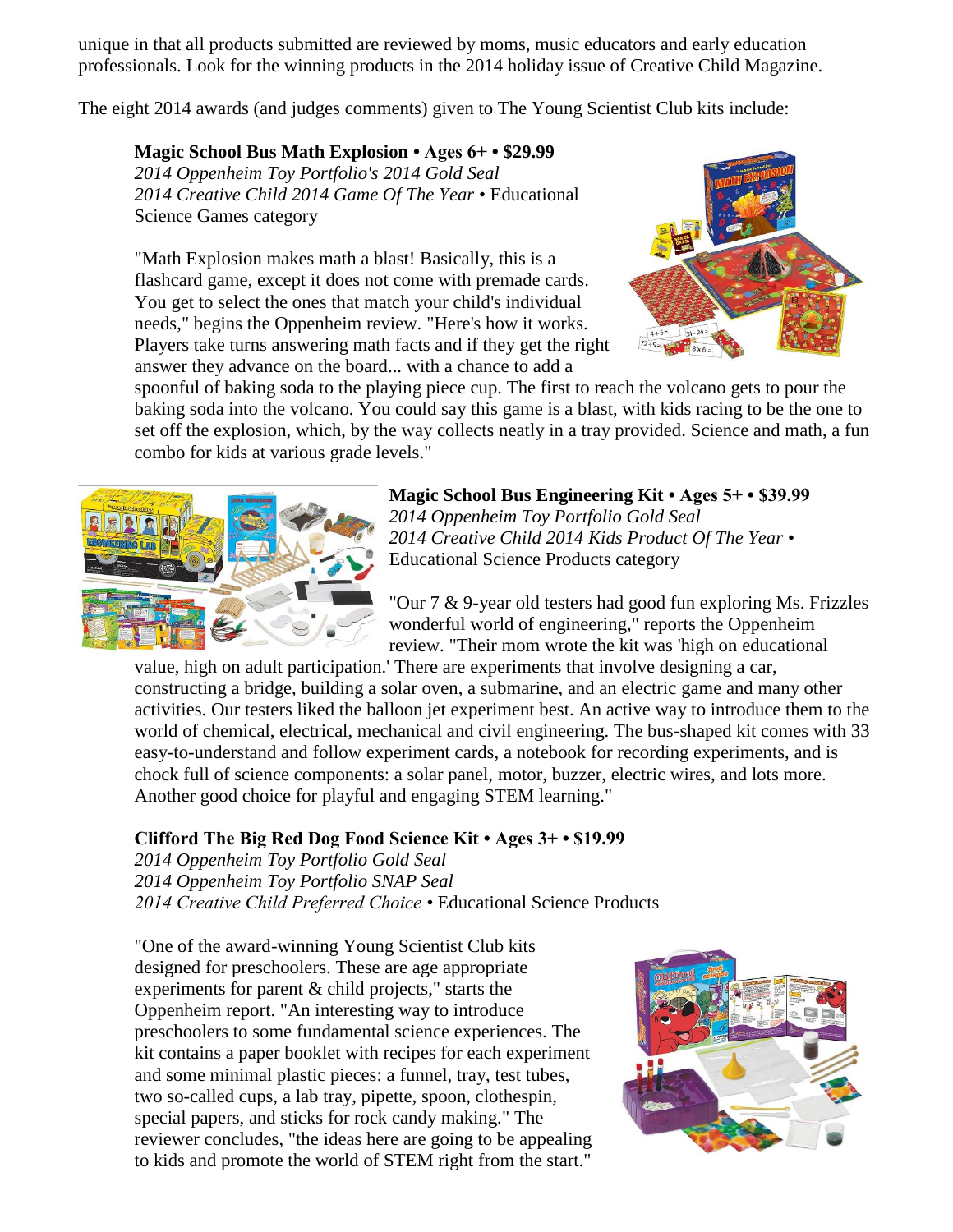unique in that all products submitted are reviewed by moms, music educators and early education professionals. Look for the winning products in the 2014 holiday issue of Creative Child Magazine.

The eight 2014 awards (and judges comments) given to The Young Scientist Club kits include:

**Magic School Bus Math Explosion • Ages 6+ • $29.99**
*2014 Oppenheim Toy Portfolio's 2014 Gold Seal*
*2014 Creative Child 2014 Game Of The Year* • Educational Science Games category

"Math Explosion makes math a blast! Basically, this is a flashcard game, except it does not come with premade cards. You get to select the ones that match your child's individual needs," begins the Oppenheim review. "Here's how it works. Players take turns answering math facts and if they get the right answer they advance on the board... with a chance to add a spoonful of baking soda to the playing piece cup. The first to reach the volcano gets to pour the baking soda into the volcano. You could say this game is a blast, with kids racing to be the one to set off the explosion, which, by the way collects neatly in a tray provided. Science and math, a fun combo for kids at various grade levels."

**Magic School Bus Engineering Kit • Ages 5+ • $39.99**
*2014 Oppenheim Toy Portfolio Gold Seal*
*2014 Creative Child 2014 Kids Product Of The Year* • Educational Science Products category

"Our 7 & 9-year old testers had good fun exploring Ms. Frizzles wonderful world of engineering," reports the Oppenheim review. "Their mom wrote the kit was 'high on educational value, high on adult participation.' There are experiments that involve designing a car, constructing a bridge, building a solar oven, a submarine, and an electric game and many other activities. Our testers liked the balloon jet experiment best. An active way to introduce them to the world of chemical, electrical, mechanical and civil engineering. The bus-shaped kit comes with 33 easy-to-understand and follow experiment cards, a notebook for recording experiments, and is chock full of science components: a solar panel, motor, buzzer, electric wires, and lots more. Another good choice for playful and engaging STEM learning."

**Clifford The Big Red Dog Food Science Kit • Ages 3+ • $19.99**
*2014 Oppenheim Toy Portfolio Gold Seal*
*2014 Oppenheim Toy Portfolio SNAP Seal*
*2014 Creative Child Preferred Choice* • Educational Science Products

"One of the award-winning Young Scientist Club kits designed for preschoolers. These are age appropriate experiments for parent & child projects," starts the Oppenheim report. "An interesting way to introduce preschoolers to some fundamental science experiences. The kit contains a paper booklet with recipes for each experiment and some minimal plastic pieces: a funnel, tray, test tubes, two so-called cups, a lab tray, pipette, spoon, clothespin, special papers, and sticks for rock candy making." The reviewer concludes, "the ideas here are going to be appealing to kids and promote the world of STEM right from the start."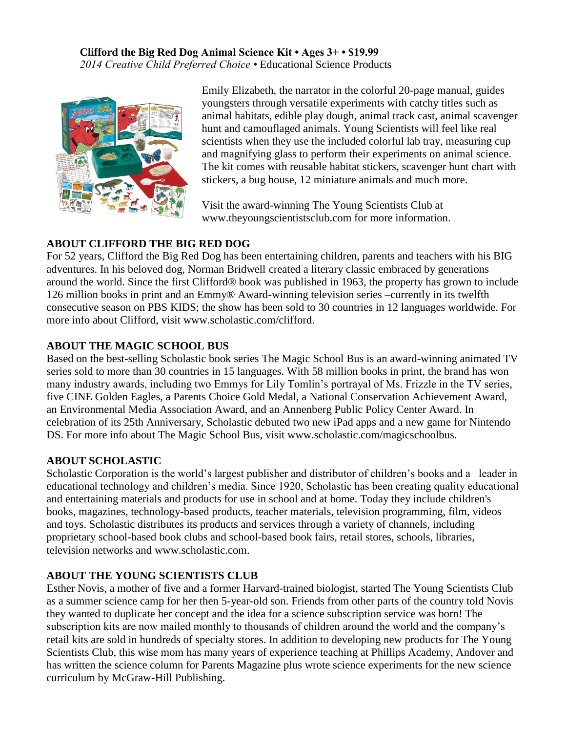**Clifford the Big Red Dog Animal Science Kit • Ages 3+ • $19.99**
*2014 Creative Child Preferred Choice* • Educational Science Products

Emily Elizabeth, the narrator in the colorful 20-page manual, guides youngsters through versatile experiments with catchy titles such as animal habitats, edible play dough, animal track cast, animal scavenger hunt and camouflaged animals. Young Scientists will feel like real scientists when they use the included colorful lab tray, measuring cup and magnifying glass to perform their experiments on animal science. The kit comes with reusable habitat stickers, scavenger hunt chart with stickers, a bug house, 12 miniature animals and much more.

Visit the award-winning The Young Scientists Club at www.theyoungscientistsclub.com for more information.

## ABOUT CLIFFORD THE BIG RED DOG

For 52 years, Clifford the Big Red Dog has been entertaining children, parents and teachers with his BIG adventures. In his beloved dog, Norman Bridwell created a literary classic embraced by generations around the world. Since the first Clifford® book was published in 1963, the property has grown to include 126 million books in print and an Emmy® Award-winning television series –currently in its twelfth consecutive season on PBS KIDS; the show has been sold to 30 countries in 12 languages worldwide. For more info about Clifford, visit www.scholastic.com/clifford.

## ABOUT THE MAGIC SCHOOL BUS

Based on the best-selling Scholastic book series The Magic School Bus is an award-winning animated TV series sold to more than 30 countries in 15 languages. With 58 million books in print, the brand has won many industry awards, including two Emmys for Lily Tomlin's portrayal of Ms. Frizzle in the TV series, five CINE Golden Eagles, a Parents Choice Gold Medal, a National Conservation Achievement Award, an Environmental Media Association Award, and an Annenberg Public Policy Center Award. In celebration of its 25th Anniversary, Scholastic debuted two new iPad apps and a new game for Nintendo DS. For more info about The Magic School Bus, visit www.scholastic.com/magicschoolbus.

## ABOUT SCHOLASTIC

Scholastic Corporation is the world's largest publisher and distributor of children's books and a leader in educational technology and children's media. Since 1920, Scholastic has been creating quality educational and entertaining materials and products for use in school and at home. Today they include children's books, magazines, technology-based products, teacher materials, television programming, film, videos and toys. Scholastic distributes its products and services through a variety of channels, including proprietary school-based book clubs and school-based book fairs, retail stores, schools, libraries, television networks and www.scholastic.com.

## ABOUT THE YOUNG SCIENTISTS CLUB

Esther Novis, a mother of five and a former Harvard-trained biologist, started The Young Scientists Club as a summer science camp for her then 5-year-old son. Friends from other parts of the country told Novis they wanted to duplicate her concept and the idea for a science subscription service was born! The subscription kits are now mailed monthly to thousands of children around the world and the company's retail kits are sold in hundreds of specialty stores. In addition to developing new products for The Young Scientists Club, this wise mom has many years of experience teaching at Phillips Academy, Andover and has written the science column for Parents Magazine plus wrote science experiments for the new science curriculum by McGraw-Hill Publishing.